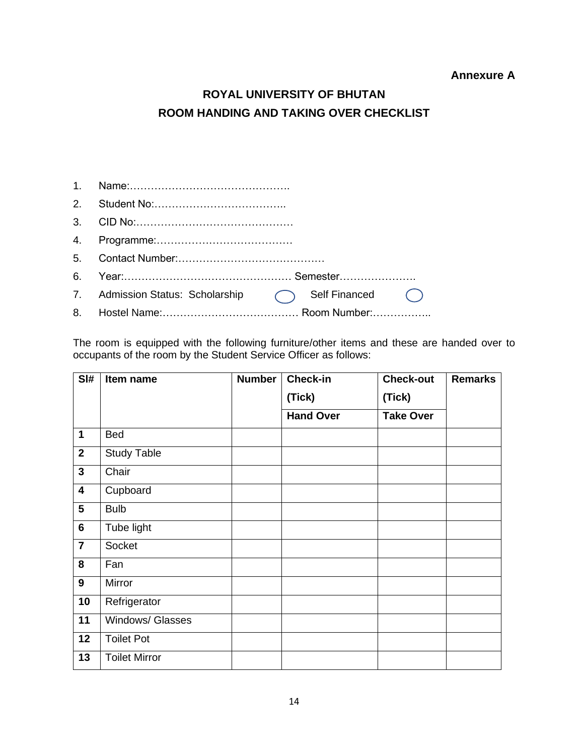**Annexure A**

# ROYAL UNIVERSITY OF BHUTAN
## ROOM HANDING AND TAKING OVER CHECKLIST

1. Name:……………………………………….
2. Student No:………………………………..
3. CID No:………………………………………
4. Programme:…………………………………
5. Contact Number:……………………………………
6. Year:………………………………………… Semester………………….
7. Admission Status: Scholarship ◯ Self Financed ◯
8. Hostel Name:………………………………… Room Number:……………..

The room is equipped with the following furniture/other items and these are handed over to occupants of the room by the Student Service Officer as follows:

| Sl# | Item name | Number | Check-in (Tick) | Check-out (Tick) | Remarks |
|---|---|---|---|---|---|
| | | | Hand Over | Take Over | |
| 1 | Bed | | | | |
| 2 | Study Table | | | | |
| 3 | Chair | | | | |
| 4 | Cupboard | | | | |
| 5 | Bulb | | | | |
| 6 | Tube light | | | | |
| 7 | Socket | | | | |
| 8 | Fan | | | | |
| 9 | Mirror | | | | |
| 10 | Refrigerator | | | | |
| 11 | Windows/ Glasses | | | | |
| 12 | Toilet Pot | | | | |
| 13 | Toilet Mirror | | | | |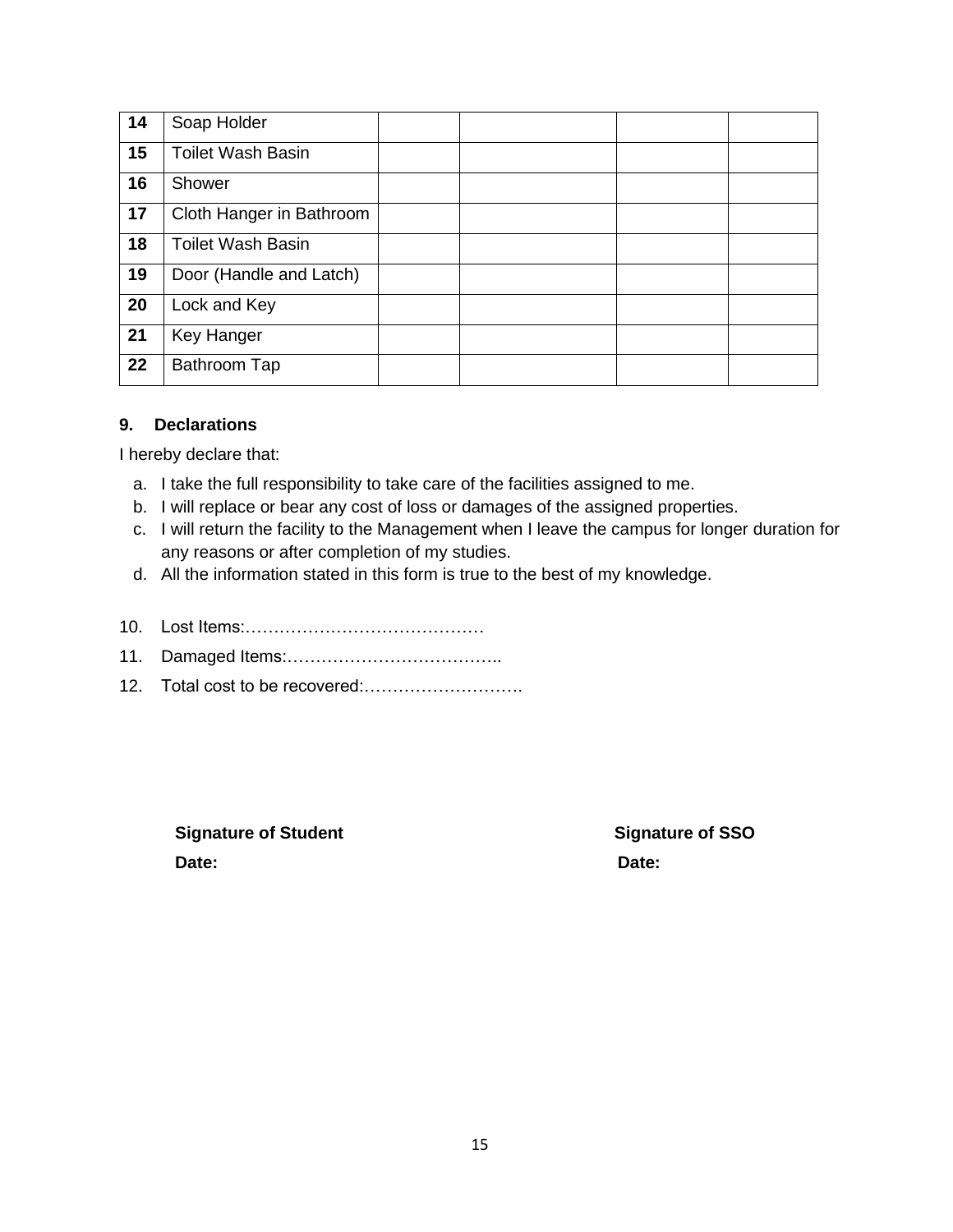| | | | | | |
|---|---|---|---|---|---|
| **14** | Soap Holder | | | | |
| **15** | Toilet Wash Basin | | | | |
| **16** | Shower | | | | |
| **17** | Cloth Hanger in Bathroom | | | | |
| **18** | Toilet Wash Basin | | | | |
| **19** | Door (Handle and Latch) | | | | |
| **20** | Lock and Key | | | | |
| **21** | Key Hanger | | | | |
| **22** | Bathroom Tap | | | | |

**9. Declarations**

I hereby declare that:

a. I take the full responsibility to take care of the facilities assigned to me.
b. I will replace or bear any cost of loss or damages of the assigned properties.
c. I will return the facility to the Management when I leave the campus for longer duration for any reasons or after completion of my studies.
d. All the information stated in this form is true to the best of my knowledge.

10. Lost Items:……………………………………

11. Damaged Items:………………………………..

12. Total cost to be recovered:……………………….

**Signature of Student**

**Date:**

**Signature of SSO**

**Date:**